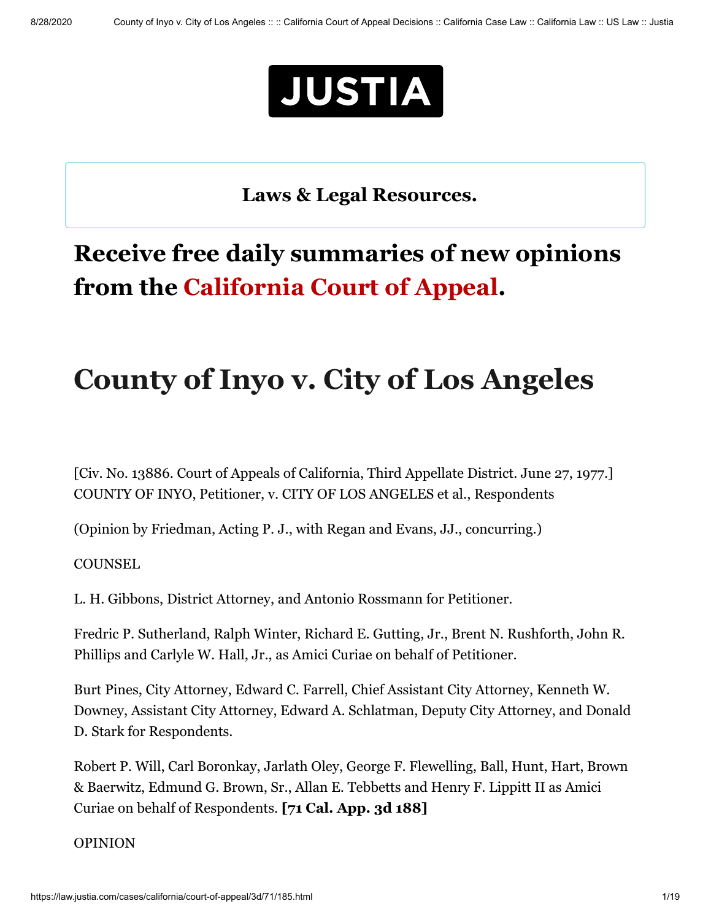**Laws & Legal Resources.**

## Receive free daily summaries of new opinions from the California Court of Appeal.

# County of Inyo v. City of Los Angeles

[Civ. No. 13886. Court of Appeals of California, Third Appellate District. June 27, 1977.] COUNTY OF INYO, Petitioner, v. CITY OF LOS ANGELES et al., Respondents

(Opinion by Friedman, Acting P. J., with Regan and Evans, JJ., concurring.)

COUNSEL

L. H. Gibbons, District Attorney, and Antonio Rossmann for Petitioner.

Fredric P. Sutherland, Ralph Winter, Richard E. Gutting, Jr., Brent N. Rushforth, John R. Phillips and Carlyle W. Hall, Jr., as Amici Curiae on behalf of Petitioner.

Burt Pines, City Attorney, Edward C. Farrell, Chief Assistant City Attorney, Kenneth W. Downey, Assistant City Attorney, Edward A. Schlatman, Deputy City Attorney, and Donald D. Stark for Respondents.

Robert P. Will, Carl Boronkay, Jarlath Oley, George F. Flewelling, Ball, Hunt, Hart, Brown & Baerwitz, Edmund G. Brown, Sr., Allan E. Tebbetts and Henry F. Lippitt II as Amici Curiae on behalf of Respondents. **[71 Cal. App. 3d 188]**

OPINION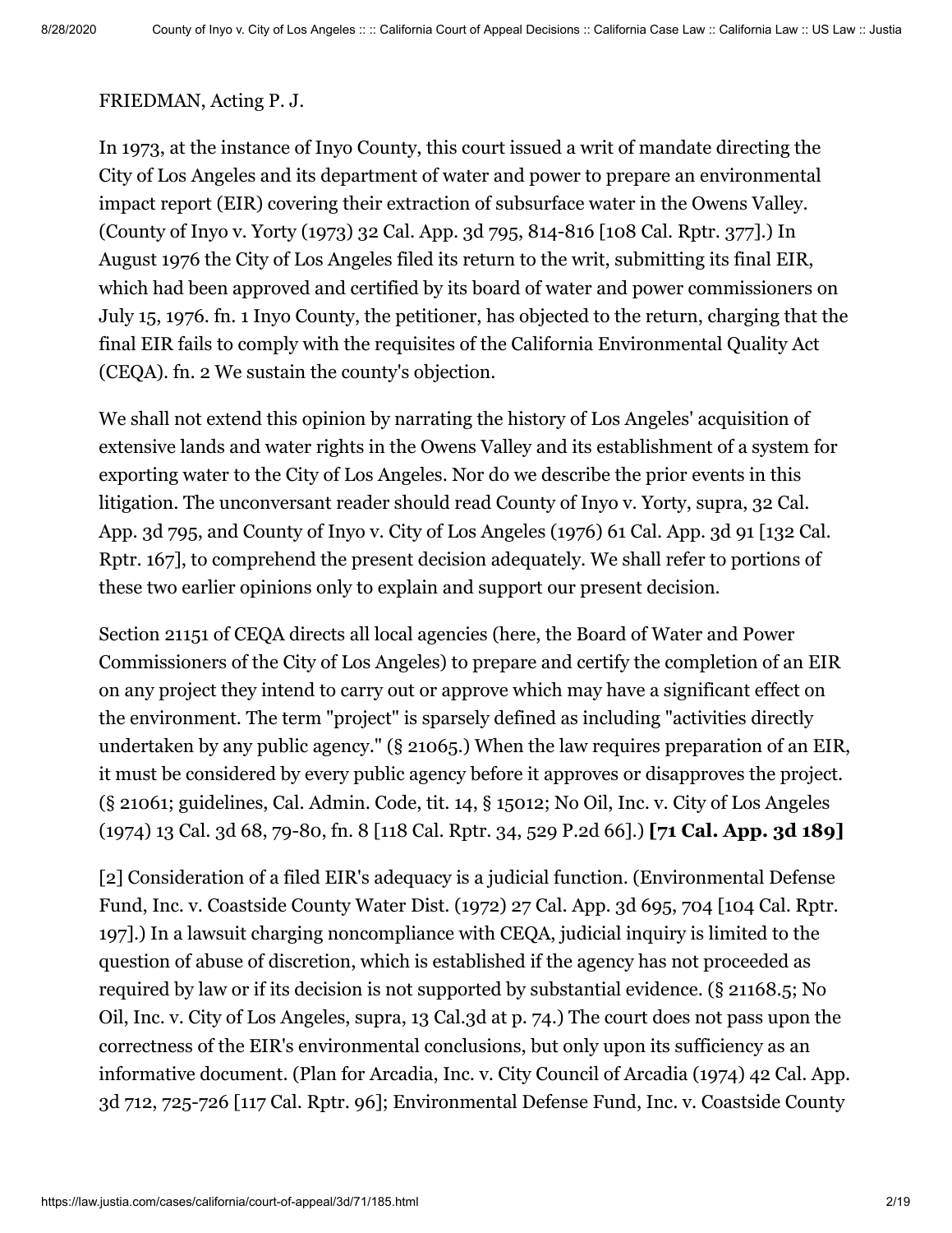FRIEDMAN, Acting P. J.

In 1973, at the instance of Inyo County, this court issued a writ of mandate directing the City of Los Angeles and its department of water and power to prepare an environmental impact report (EIR) covering their extraction of subsurface water in the Owens Valley. (County of Inyo v. Yorty (1973) 32 Cal. App. 3d 795, 814-816 [108 Cal. Rptr. 377].) In August 1976 the City of Los Angeles filed its return to the writ, submitting its final EIR, which had been approved and certified by its board of water and power commissioners on July 15, 1976. fn. 1 Inyo County, the petitioner, has objected to the return, charging that the final EIR fails to comply with the requisites of the California Environmental Quality Act (CEQA). fn. 2 We sustain the county's objection.

We shall not extend this opinion by narrating the history of Los Angeles' acquisition of extensive lands and water rights in the Owens Valley and its establishment of a system for exporting water to the City of Los Angeles. Nor do we describe the prior events in this litigation. The unconversant reader should read County of Inyo v. Yorty, supra, 32 Cal. App. 3d 795, and County of Inyo v. City of Los Angeles (1976) 61 Cal. App. 3d 91 [132 Cal. Rptr. 167], to comprehend the present decision adequately. We shall refer to portions of these two earlier opinions only to explain and support our present decision.

Section 21151 of CEQA directs all local agencies (here, the Board of Water and Power Commissioners of the City of Los Angeles) to prepare and certify the completion of an EIR on any project they intend to carry out or approve which may have a significant effect on the environment. The term "project" is sparsely defined as including "activities directly undertaken by any public agency." (§ 21065.) When the law requires preparation of an EIR, it must be considered by every public agency before it approves or disapproves the project. (§ 21061; guidelines, Cal. Admin. Code, tit. 14, § 15012; No Oil, Inc. v. City of Los Angeles (1974) 13 Cal. 3d 68, 79-80, fn. 8 [118 Cal. Rptr. 34, 529 P.2d 66].) **[71 Cal. App. 3d 189]**

[2] Consideration of a filed EIR's adequacy is a judicial function. (Environmental Defense Fund, Inc. v. Coastside County Water Dist. (1972) 27 Cal. App. 3d 695, 704 [104 Cal. Rptr. 197].) In a lawsuit charging noncompliance with CEQA, judicial inquiry is limited to the question of abuse of discretion, which is established if the agency has not proceeded as required by law or if its decision is not supported by substantial evidence. (§ 21168.5; No Oil, Inc. v. City of Los Angeles, supra, 13 Cal.3d at p. 74.) The court does not pass upon the correctness of the EIR's environmental conclusions, but only upon its sufficiency as an informative document. (Plan for Arcadia, Inc. v. City Council of Arcadia (1974) 42 Cal. App. 3d 712, 725-726 [117 Cal. Rptr. 96]; Environmental Defense Fund, Inc. v. Coastside County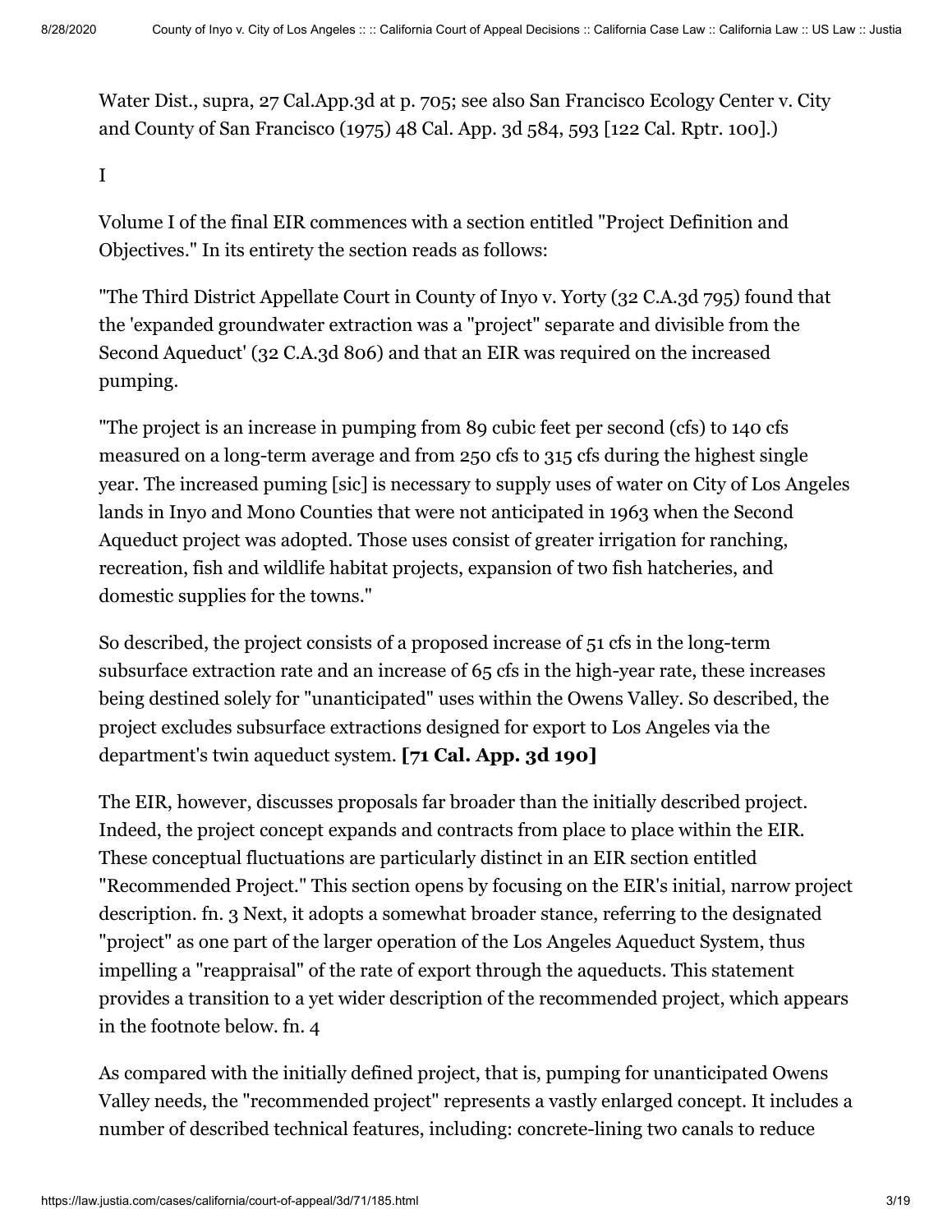Water Dist., supra, 27 Cal.App.3d at p. 705; see also San Francisco Ecology Center v. City and County of San Francisco (1975) 48 Cal. App. 3d 584, 593 [122 Cal. Rptr. 100].)

I

Volume I of the final EIR commences with a section entitled "Project Definition and Objectives." In its entirety the section reads as follows:

"The Third District Appellate Court in County of Inyo v. Yorty (32 C.A.3d 795) found that the 'expanded groundwater extraction was a "project" separate and divisible from the Second Aqueduct' (32 C.A.3d 806) and that an EIR was required on the increased pumping.

"The project is an increase in pumping from 89 cubic feet per second (cfs) to 140 cfs measured on a long-term average and from 250 cfs to 315 cfs during the highest single year. The increased puming [sic] is necessary to supply uses of water on City of Los Angeles lands in Inyo and Mono Counties that were not anticipated in 1963 when the Second Aqueduct project was adopted. Those uses consist of greater irrigation for ranching, recreation, fish and wildlife habitat projects, expansion of two fish hatcheries, and domestic supplies for the towns."

So described, the project consists of a proposed increase of 51 cfs in the long-term subsurface extraction rate and an increase of 65 cfs in the high-year rate, these increases being destined solely for "unanticipated" uses within the Owens Valley. So described, the project excludes subsurface extractions designed for export to Los Angeles via the department's twin aqueduct system. **[71 Cal. App. 3d 190]**

The EIR, however, discusses proposals far broader than the initially described project. Indeed, the project concept expands and contracts from place to place within the EIR. These conceptual fluctuations are particularly distinct in an EIR section entitled "Recommended Project." This section opens by focusing on the EIR's initial, narrow project description. fn. 3 Next, it adopts a somewhat broader stance, referring to the designated "project" as one part of the larger operation of the Los Angeles Aqueduct System, thus impelling a "reappraisal" of the rate of export through the aqueducts. This statement provides a transition to a yet wider description of the recommended project, which appears in the footnote below. fn. 4

As compared with the initially defined project, that is, pumping for unanticipated Owens Valley needs, the "recommended project" represents a vastly enlarged concept. It includes a number of described technical features, including: concrete-lining two canals to reduce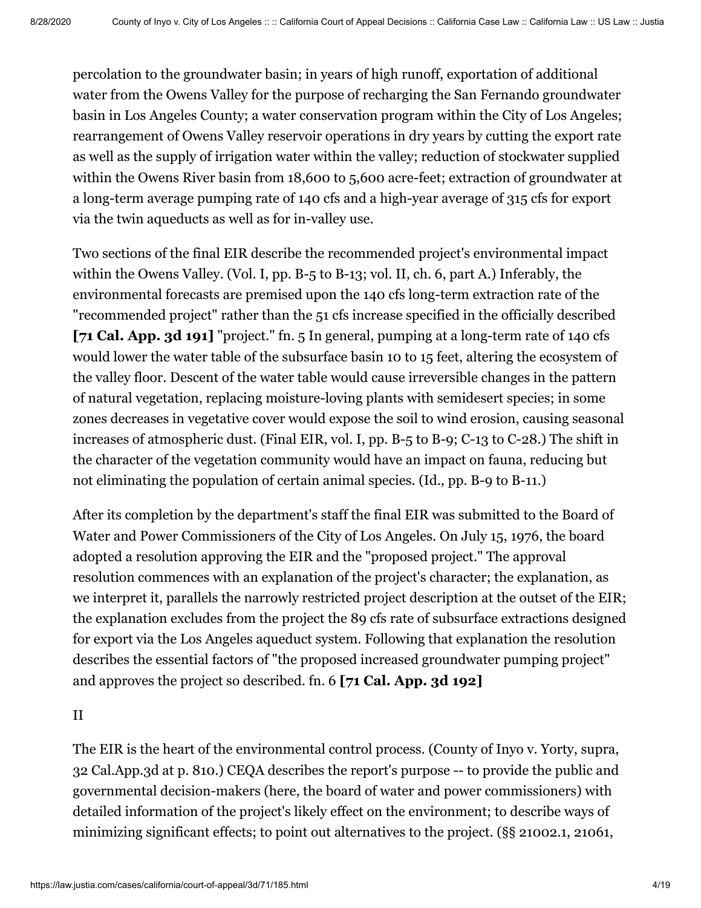percolation to the groundwater basin; in years of high runoff, exportation of additional water from the Owens Valley for the purpose of recharging the San Fernando groundwater basin in Los Angeles County; a water conservation program within the City of Los Angeles; rearrangement of Owens Valley reservoir operations in dry years by cutting the export rate as well as the supply of irrigation water within the valley; reduction of stockwater supplied within the Owens River basin from 18,600 to 5,600 acre-feet; extraction of groundwater at a long-term average pumping rate of 140 cfs and a high-year average of 315 cfs for export via the twin aqueducts as well as for in-valley use.

Two sections of the final EIR describe the recommended project's environmental impact within the Owens Valley. (Vol. I, pp. B-5 to B-13; vol. II, ch. 6, part A.) Inferably, the environmental forecasts are premised upon the 140 cfs long-term extraction rate of the "recommended project" rather than the 51 cfs increase specified in the officially described **[71 Cal. App. 3d 191]** "project." fn. 5 In general, pumping at a long-term rate of 140 cfs would lower the water table of the subsurface basin 10 to 15 feet, altering the ecosystem of the valley floor. Descent of the water table would cause irreversible changes in the pattern of natural vegetation, replacing moisture-loving plants with semidesert species; in some zones decreases in vegetative cover would expose the soil to wind erosion, causing seasonal increases of atmospheric dust. (Final EIR, vol. I, pp. B-5 to B-9; C-13 to C-28.) The shift in the character of the vegetation community would have an impact on fauna, reducing but not eliminating the population of certain animal species. (Id., pp. B-9 to B-11.)

After its completion by the department's staff the final EIR was submitted to the Board of Water and Power Commissioners of the City of Los Angeles. On July 15, 1976, the board adopted a resolution approving the EIR and the "proposed project." The approval resolution commences with an explanation of the project's character; the explanation, as we interpret it, parallels the narrowly restricted project description at the outset of the EIR; the explanation excludes from the project the 89 cfs rate of subsurface extractions designed for export via the Los Angeles aqueduct system. Following that explanation the resolution describes the essential factors of "the proposed increased groundwater pumping project" and approves the project so described. fn. 6 **[71 Cal. App. 3d 192]**

II

The EIR is the heart of the environmental control process. (County of Inyo v. Yorty, supra, 32 Cal.App.3d at p. 810.) CEQA describes the report's purpose -- to provide the public and governmental decision-makers (here, the board of water and power commissioners) with detailed information of the project's likely effect on the environment; to describe ways of minimizing significant effects; to point out alternatives to the project. (§§ 21002.1, 21061,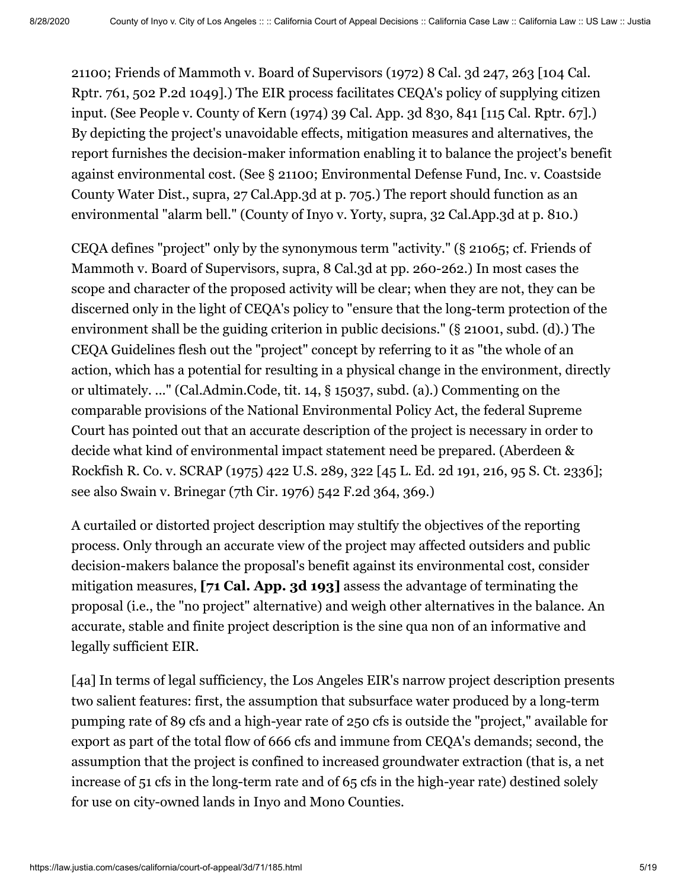21100; Friends of Mammoth v. Board of Supervisors (1972) 8 Cal. 3d 247, 263 [104 Cal. Rptr. 761, 502 P.2d 1049].) The EIR process facilitates CEQA's policy of supplying citizen input. (See People v. County of Kern (1974) 39 Cal. App. 3d 830, 841 [115 Cal. Rptr. 67].) By depicting the project's unavoidable effects, mitigation measures and alternatives, the report furnishes the decision-maker information enabling it to balance the project's benefit against environmental cost. (See § 21100; Environmental Defense Fund, Inc. v. Coastside County Water Dist., supra, 27 Cal.App.3d at p. 705.) The report should function as an environmental "alarm bell." (County of Inyo v. Yorty, supra, 32 Cal.App.3d at p. 810.)

CEQA defines "project" only by the synonymous term "activity." (§ 21065; cf. Friends of Mammoth v. Board of Supervisors, supra, 8 Cal.3d at pp. 260-262.) In most cases the scope and character of the proposed activity will be clear; when they are not, they can be discerned only in the light of CEQA's policy to "ensure that the long-term protection of the environment shall be the guiding criterion in public decisions." (§ 21001, subd. (d).) The CEQA Guidelines flesh out the "project" concept by referring to it as "the whole of an action, which has a potential for resulting in a physical change in the environment, directly or ultimately. ..." (Cal.Admin.Code, tit. 14, § 15037, subd. (a).) Commenting on the comparable provisions of the National Environmental Policy Act, the federal Supreme Court has pointed out that an accurate description of the project is necessary in order to decide what kind of environmental impact statement need be prepared. (Aberdeen & Rockfish R. Co. v. SCRAP (1975) 422 U.S. 289, 322 [45 L. Ed. 2d 191, 216, 95 S. Ct. 2336]; see also Swain v. Brinegar (7th Cir. 1976) 542 F.2d 364, 369.)

A curtailed or distorted project description may stultify the objectives of the reporting process. Only through an accurate view of the project may affected outsiders and public decision-makers balance the proposal's benefit against its environmental cost, consider mitigation measures, **[71 Cal. App. 3d 193]** assess the advantage of terminating the proposal (i.e., the "no project" alternative) and weigh other alternatives in the balance. An accurate, stable and finite project description is the sine qua non of an informative and legally sufficient EIR.

[4a] In terms of legal sufficiency, the Los Angeles EIR's narrow project description presents two salient features: first, the assumption that subsurface water produced by a long-term pumping rate of 89 cfs and a high-year rate of 250 cfs is outside the "project," available for export as part of the total flow of 666 cfs and immune from CEQA's demands; second, the assumption that the project is confined to increased groundwater extraction (that is, a net increase of 51 cfs in the long-term rate and of 65 cfs in the high-year rate) destined solely for use on city-owned lands in Inyo and Mono Counties.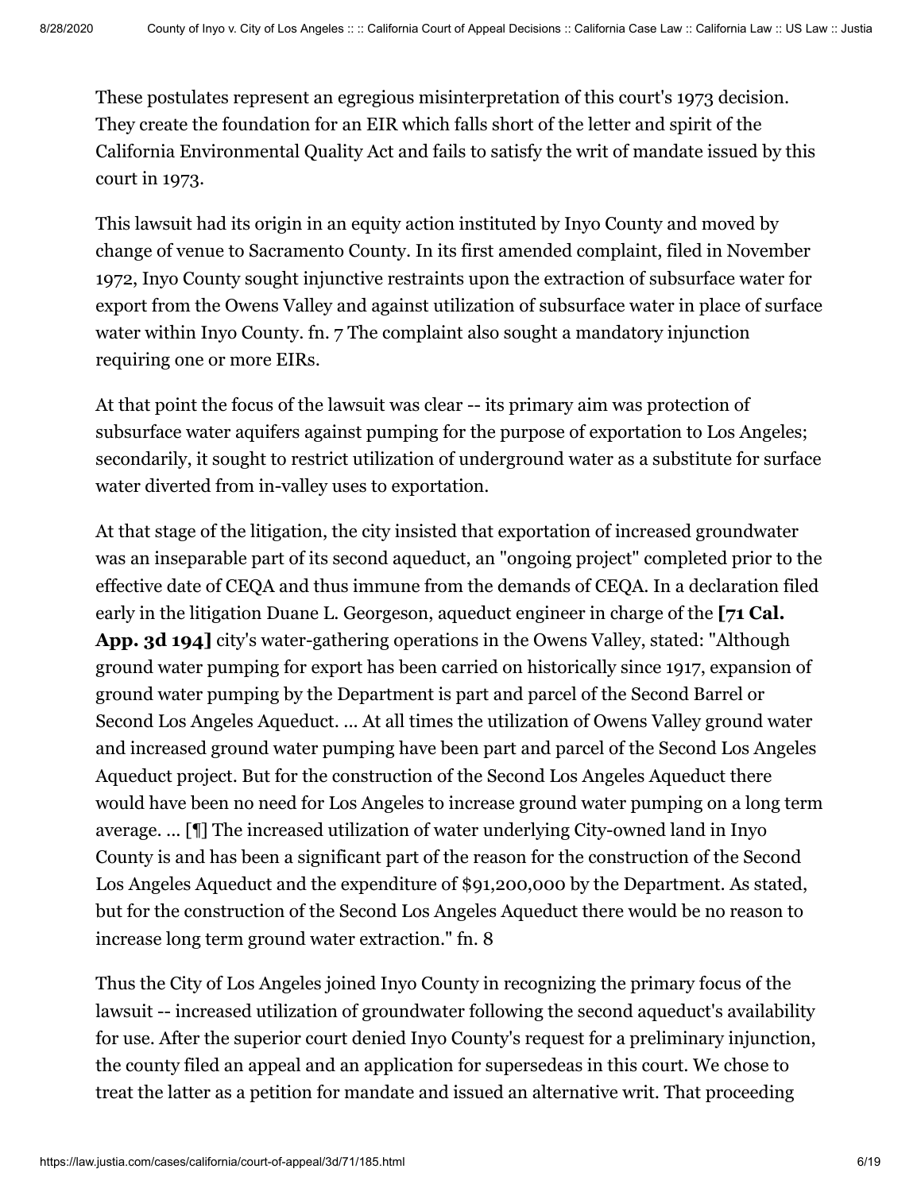These postulates represent an egregious misinterpretation of this court's 1973 decision. They create the foundation for an EIR which falls short of the letter and spirit of the California Environmental Quality Act and fails to satisfy the writ of mandate issued by this court in 1973.

This lawsuit had its origin in an equity action instituted by Inyo County and moved by change of venue to Sacramento County. In its first amended complaint, filed in November 1972, Inyo County sought injunctive restraints upon the extraction of subsurface water for export from the Owens Valley and against utilization of subsurface water in place of surface water within Inyo County. fn. 7 The complaint also sought a mandatory injunction requiring one or more EIRs.

At that point the focus of the lawsuit was clear -- its primary aim was protection of subsurface water aquifers against pumping for the purpose of exportation to Los Angeles; secondarily, it sought to restrict utilization of underground water as a substitute for surface water diverted from in-valley uses to exportation.

At that stage of the litigation, the city insisted that exportation of increased groundwater was an inseparable part of its second aqueduct, an "ongoing project" completed prior to the effective date of CEQA and thus immune from the demands of CEQA. In a declaration filed early in the litigation Duane L. Georgeson, aqueduct engineer in charge of the **[71 Cal. App. 3d 194]** city's water-gathering operations in the Owens Valley, stated: "Although ground water pumping for export has been carried on historically since 1917, expansion of ground water pumping by the Department is part and parcel of the Second Barrel or Second Los Angeles Aqueduct. ... At all times the utilization of Owens Valley ground water and increased ground water pumping have been part and parcel of the Second Los Angeles Aqueduct project. But for the construction of the Second Los Angeles Aqueduct there would have been no need for Los Angeles to increase ground water pumping on a long term average. ... [¶] The increased utilization of water underlying City-owned land in Inyo County is and has been a significant part of the reason for the construction of the Second Los Angeles Aqueduct and the expenditure of $91,200,000 by the Department. As stated, but for the construction of the Second Los Angeles Aqueduct there would be no reason to increase long term ground water extraction." fn. 8

Thus the City of Los Angeles joined Inyo County in recognizing the primary focus of the lawsuit -- increased utilization of groundwater following the second aqueduct's availability for use. After the superior court denied Inyo County's request for a preliminary injunction, the county filed an appeal and an application for supersedeas in this court. We chose to treat the latter as a petition for mandate and issued an alternative writ. That proceeding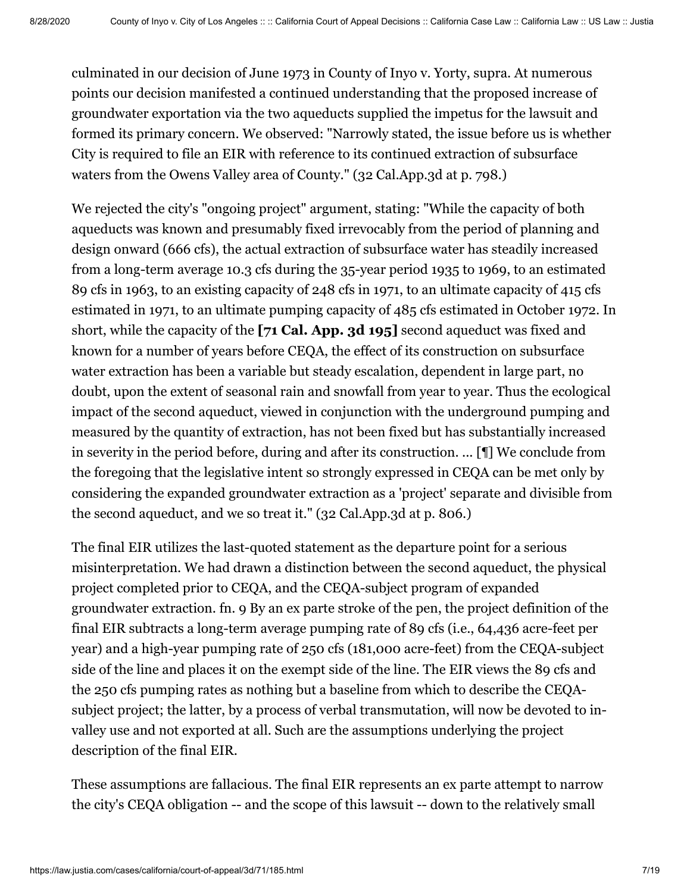culminated in our decision of June 1973 in County of Inyo v. Yorty, supra. At numerous points our decision manifested a continued understanding that the proposed increase of groundwater exportation via the two aqueducts supplied the impetus for the lawsuit and formed its primary concern. We observed: "Narrowly stated, the issue before us is whether City is required to file an EIR with reference to its continued extraction of subsurface waters from the Owens Valley area of County." (32 Cal.App.3d at p. 798.)

We rejected the city's "ongoing project" argument, stating: "While the capacity of both aqueducts was known and presumably fixed irrevocably from the period of planning and design onward (666 cfs), the actual extraction of subsurface water has steadily increased from a long-term average 10.3 cfs during the 35-year period 1935 to 1969, to an estimated 89 cfs in 1963, to an existing capacity of 248 cfs in 1971, to an ultimate capacity of 415 cfs estimated in 1971, to an ultimate pumping capacity of 485 cfs estimated in October 1972. In short, while the capacity of the **[71 Cal. App. 3d 195]** second aqueduct was fixed and known for a number of years before CEQA, the effect of its construction on subsurface water extraction has been a variable but steady escalation, dependent in large part, no doubt, upon the extent of seasonal rain and snowfall from year to year. Thus the ecological impact of the second aqueduct, viewed in conjunction with the underground pumping and measured by the quantity of extraction, has not been fixed but has substantially increased in severity in the period before, during and after its construction. ... [¶] We conclude from the foregoing that the legislative intent so strongly expressed in CEQA can be met only by considering the expanded groundwater extraction as a 'project' separate and divisible from the second aqueduct, and we so treat it." (32 Cal.App.3d at p. 806.)

The final EIR utilizes the last-quoted statement as the departure point for a serious misinterpretation. We had drawn a distinction between the second aqueduct, the physical project completed prior to CEQA, and the CEQA-subject program of expanded groundwater extraction. fn. 9 By an ex parte stroke of the pen, the project definition of the final EIR subtracts a long-term average pumping rate of 89 cfs (i.e., 64,436 acre-feet per year) and a high-year pumping rate of 250 cfs (181,000 acre-feet) from the CEQA-subject side of the line and places it on the exempt side of the line. The EIR views the 89 cfs and the 250 cfs pumping rates as nothing but a baseline from which to describe the CEQA-subject project; the latter, by a process of verbal transmutation, will now be devoted to in-valley use and not exported at all. Such are the assumptions underlying the project description of the final EIR.

These assumptions are fallacious. The final EIR represents an ex parte attempt to narrow the city's CEQA obligation -- and the scope of this lawsuit -- down to the relatively small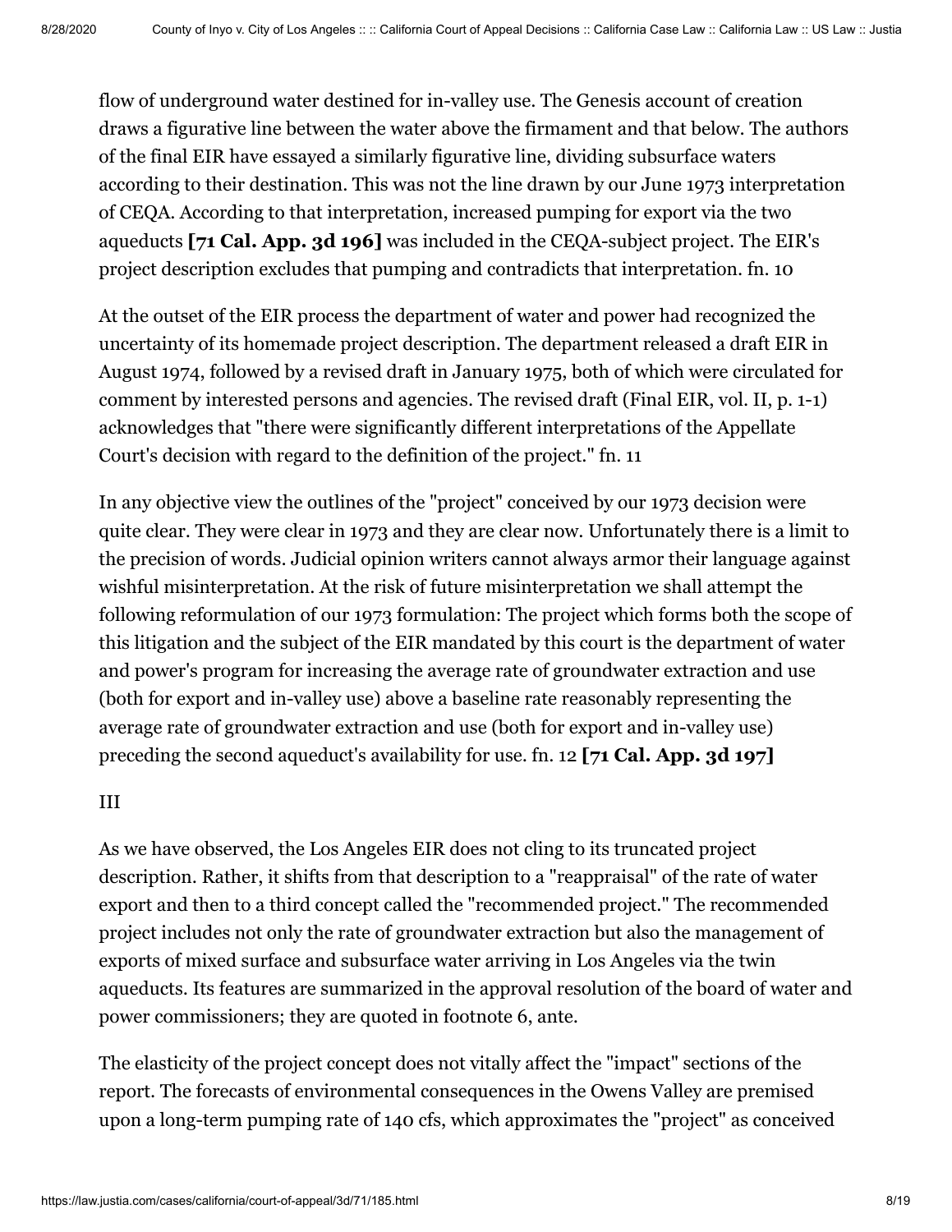flow of underground water destined for in-valley use. The Genesis account of creation draws a figurative line between the water above the firmament and that below. The authors of the final EIR have essayed a similarly figurative line, dividing subsurface waters according to their destination. This was not the line drawn by our June 1973 interpretation of CEQA. According to that interpretation, increased pumping for export via the two aqueducts **[71 Cal. App. 3d 196]** was included in the CEQA-subject project. The EIR's project description excludes that pumping and contradicts that interpretation. fn. 10

At the outset of the EIR process the department of water and power had recognized the uncertainty of its homemade project description. The department released a draft EIR in August 1974, followed by a revised draft in January 1975, both of which were circulated for comment by interested persons and agencies. The revised draft (Final EIR, vol. II, p. 1-1) acknowledges that "there were significantly different interpretations of the Appellate Court's decision with regard to the definition of the project." fn. 11

In any objective view the outlines of the "project" conceived by our 1973 decision were quite clear. They were clear in 1973 and they are clear now. Unfortunately there is a limit to the precision of words. Judicial opinion writers cannot always armor their language against wishful misinterpretation. At the risk of future misinterpretation we shall attempt the following reformulation of our 1973 formulation: The project which forms both the scope of this litigation and the subject of the EIR mandated by this court is the department of water and power's program for increasing the average rate of groundwater extraction and use (both for export and in-valley use) above a baseline rate reasonably representing the average rate of groundwater extraction and use (both for export and in-valley use) preceding the second aqueduct's availability for use. fn. 12 **[71 Cal. App. 3d 197]**

III

As we have observed, the Los Angeles EIR does not cling to its truncated project description. Rather, it shifts from that description to a "reappraisal" of the rate of water export and then to a third concept called the "recommended project." The recommended project includes not only the rate of groundwater extraction but also the management of exports of mixed surface and subsurface water arriving in Los Angeles via the twin aqueducts. Its features are summarized in the approval resolution of the board of water and power commissioners; they are quoted in footnote 6, ante.

The elasticity of the project concept does not vitally affect the "impact" sections of the report. The forecasts of environmental consequences in the Owens Valley are premised upon a long-term pumping rate of 140 cfs, which approximates the "project" as conceived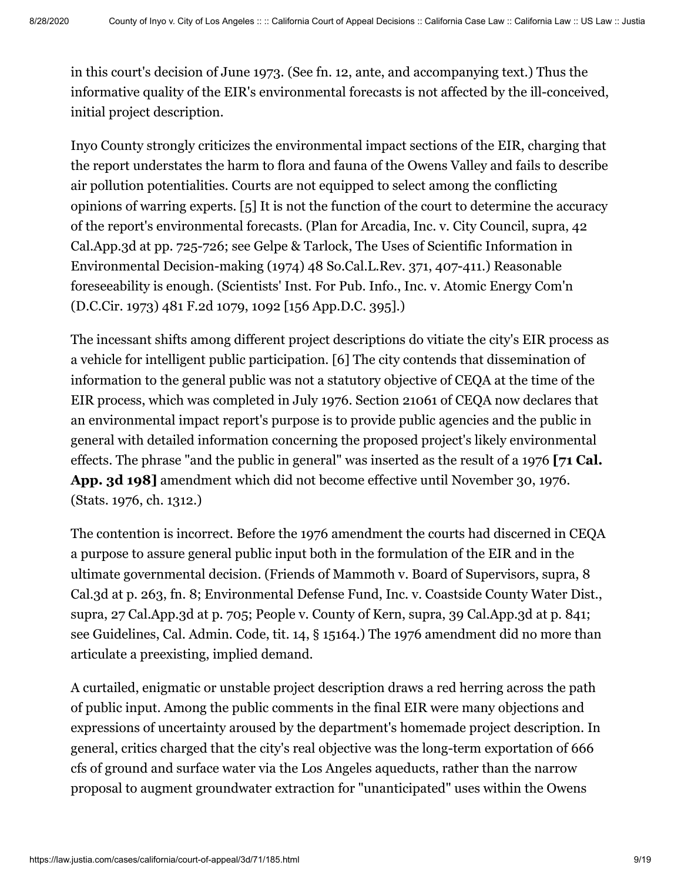in this court's decision of June 1973. (See fn. 12, ante, and accompanying text.) Thus the informative quality of the EIR's environmental forecasts is not affected by the ill-conceived, initial project description.

Inyo County strongly criticizes the environmental impact sections of the EIR, charging that the report understates the harm to flora and fauna of the Owens Valley and fails to describe air pollution potentialities. Courts are not equipped to select among the conflicting opinions of warring experts. [5] It is not the function of the court to determine the accuracy of the report's environmental forecasts. (Plan for Arcadia, Inc. v. City Council, supra, 42 Cal.App.3d at pp. 725-726; see Gelpe & Tarlock, The Uses of Scientific Information in Environmental Decision-making (1974) 48 So.Cal.L.Rev. 371, 407-411.) Reasonable foreseeability is enough. (Scientists' Inst. For Pub. Info., Inc. v. Atomic Energy Com'n (D.C.Cir. 1973) 481 F.2d 1079, 1092 [156 App.D.C. 395].)

The incessant shifts among different project descriptions do vitiate the city's EIR process as a vehicle for intelligent public participation. [6] The city contends that dissemination of information to the general public was not a statutory objective of CEQA at the time of the EIR process, which was completed in July 1976. Section 21061 of CEQA now declares that an environmental impact report's purpose is to provide public agencies and the public in general with detailed information concerning the proposed project's likely environmental effects. The phrase "and the public in general" was inserted as the result of a 1976 **[71 Cal. App. 3d 198]** amendment which did not become effective until November 30, 1976. (Stats. 1976, ch. 1312.)

The contention is incorrect. Before the 1976 amendment the courts had discerned in CEQA a purpose to assure general public input both in the formulation of the EIR and in the ultimate governmental decision. (Friends of Mammoth v. Board of Supervisors, supra, 8 Cal.3d at p. 263, fn. 8; Environmental Defense Fund, Inc. v. Coastside County Water Dist., supra, 27 Cal.App.3d at p. 705; People v. County of Kern, supra, 39 Cal.App.3d at p. 841; see Guidelines, Cal. Admin. Code, tit. 14, § 15164.) The 1976 amendment did no more than articulate a preexisting, implied demand.

A curtailed, enigmatic or unstable project description draws a red herring across the path of public input. Among the public comments in the final EIR were many objections and expressions of uncertainty aroused by the department's homemade project description. In general, critics charged that the city's real objective was the long-term exportation of 666 cfs of ground and surface water via the Los Angeles aqueducts, rather than the narrow proposal to augment groundwater extraction for "unanticipated" uses within the Owens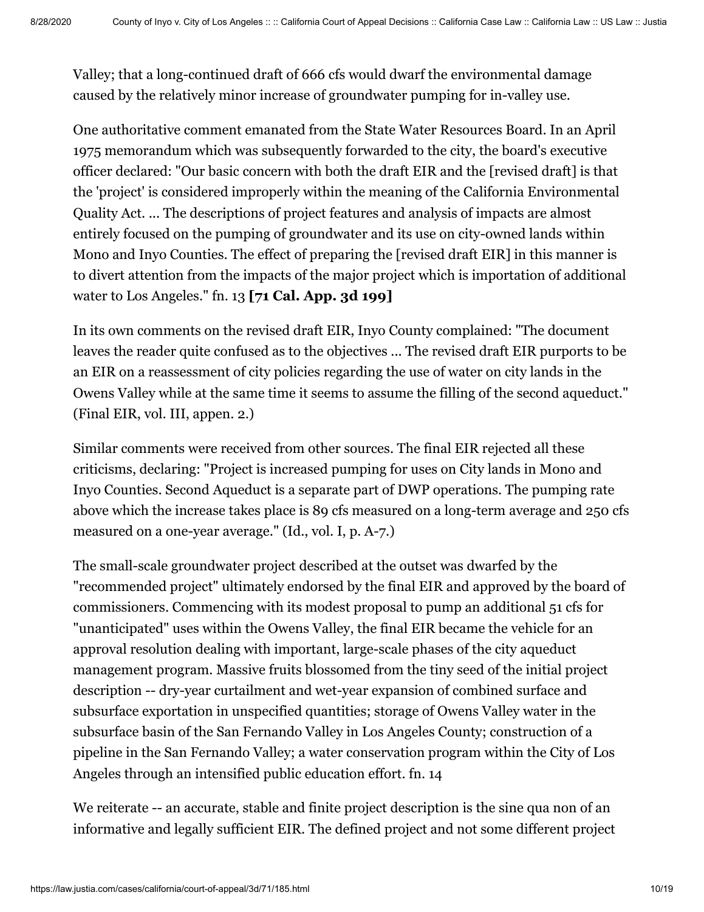Valley; that a long-continued draft of 666 cfs would dwarf the environmental damage caused by the relatively minor increase of groundwater pumping for in-valley use.

One authoritative comment emanated from the State Water Resources Board. In an April 1975 memorandum which was subsequently forwarded to the city, the board's executive officer declared: "Our basic concern with both the draft EIR and the [revised draft] is that the 'project' is considered improperly within the meaning of the California Environmental Quality Act. ... The descriptions of project features and analysis of impacts are almost entirely focused on the pumping of groundwater and its use on city-owned lands within Mono and Inyo Counties. The effect of preparing the [revised draft EIR] in this manner is to divert attention from the impacts of the major project which is importation of additional water to Los Angeles." fn. 13 **[71 Cal. App. 3d 199]**

In its own comments on the revised draft EIR, Inyo County complained: "The document leaves the reader quite confused as to the objectives ... The revised draft EIR purports to be an EIR on a reassessment of city policies regarding the use of water on city lands in the Owens Valley while at the same time it seems to assume the filling of the second aqueduct." (Final EIR, vol. III, appen. 2.)

Similar comments were received from other sources. The final EIR rejected all these criticisms, declaring: "Project is increased pumping for uses on City lands in Mono and Inyo Counties. Second Aqueduct is a separate part of DWP operations. The pumping rate above which the increase takes place is 89 cfs measured on a long-term average and 250 cfs measured on a one-year average." (Id., vol. I, p. A-7.)

The small-scale groundwater project described at the outset was dwarfed by the "recommended project" ultimately endorsed by the final EIR and approved by the board of commissioners. Commencing with its modest proposal to pump an additional 51 cfs for "unanticipated" uses within the Owens Valley, the final EIR became the vehicle for an approval resolution dealing with important, large-scale phases of the city aqueduct management program. Massive fruits blossomed from the tiny seed of the initial project description -- dry-year curtailment and wet-year expansion of combined surface and subsurface exportation in unspecified quantities; storage of Owens Valley water in the subsurface basin of the San Fernando Valley in Los Angeles County; construction of a pipeline in the San Fernando Valley; a water conservation program within the City of Los Angeles through an intensified public education effort. fn. 14

We reiterate -- an accurate, stable and finite project description is the sine qua non of an informative and legally sufficient EIR. The defined project and not some different project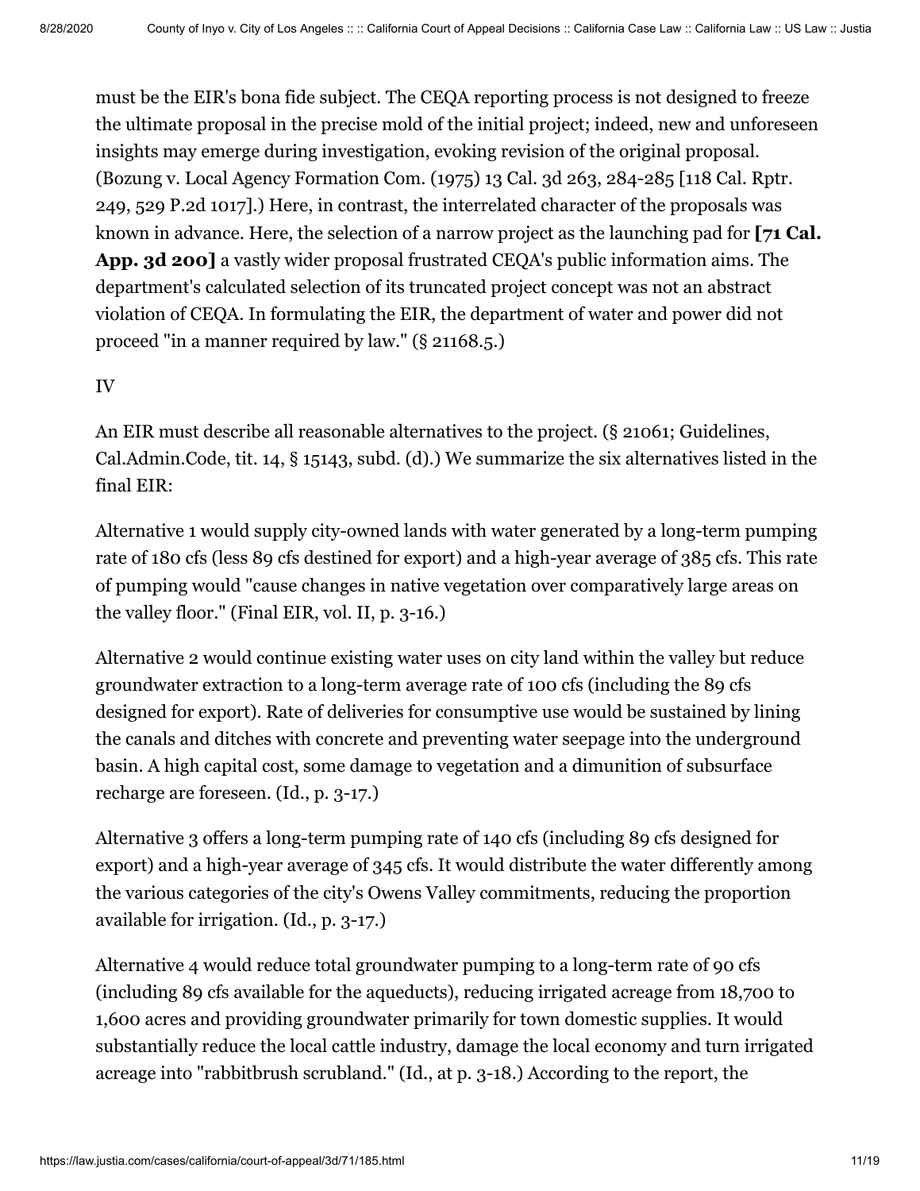must be the EIR's bona fide subject. The CEQA reporting process is not designed to freeze the ultimate proposal in the precise mold of the initial project; indeed, new and unforeseen insights may emerge during investigation, evoking revision of the original proposal. (Bozung v. Local Agency Formation Com. (1975) 13 Cal. 3d 263, 284-285 [118 Cal. Rptr. 249, 529 P.2d 1017].) Here, in contrast, the interrelated character of the proposals was known in advance. Here, the selection of a narrow project as the launching pad for **[71 Cal. App. 3d 200]** a vastly wider proposal frustrated CEQA's public information aims. The department's calculated selection of its truncated project concept was not an abstract violation of CEQA. In formulating the EIR, the department of water and power did not proceed "in a manner required by law." (§ 21168.5.)

IV

An EIR must describe all reasonable alternatives to the project. (§ 21061; Guidelines, Cal.Admin.Code, tit. 14, § 15143, subd. (d).) We summarize the six alternatives listed in the final EIR:

Alternative 1 would supply city-owned lands with water generated by a long-term pumping rate of 180 cfs (less 89 cfs destined for export) and a high-year average of 385 cfs. This rate of pumping would "cause changes in native vegetation over comparatively large areas on the valley floor." (Final EIR, vol. II, p. 3-16.)

Alternative 2 would continue existing water uses on city land within the valley but reduce groundwater extraction to a long-term average rate of 100 cfs (including the 89 cfs designed for export). Rate of deliveries for consumptive use would be sustained by lining the canals and ditches with concrete and preventing water seepage into the underground basin. A high capital cost, some damage to vegetation and a dimunition of subsurface recharge are foreseen. (Id., p. 3-17.)

Alternative 3 offers a long-term pumping rate of 140 cfs (including 89 cfs designed for export) and a high-year average of 345 cfs. It would distribute the water differently among the various categories of the city's Owens Valley commitments, reducing the proportion available for irrigation. (Id., p. 3-17.)

Alternative 4 would reduce total groundwater pumping to a long-term rate of 90 cfs (including 89 cfs available for the aqueducts), reducing irrigated acreage from 18,700 to 1,600 acres and providing groundwater primarily for town domestic supplies. It would substantially reduce the local cattle industry, damage the local economy and turn irrigated acreage into "rabbitbrush scrubland." (Id., at p. 3-18.) According to the report, the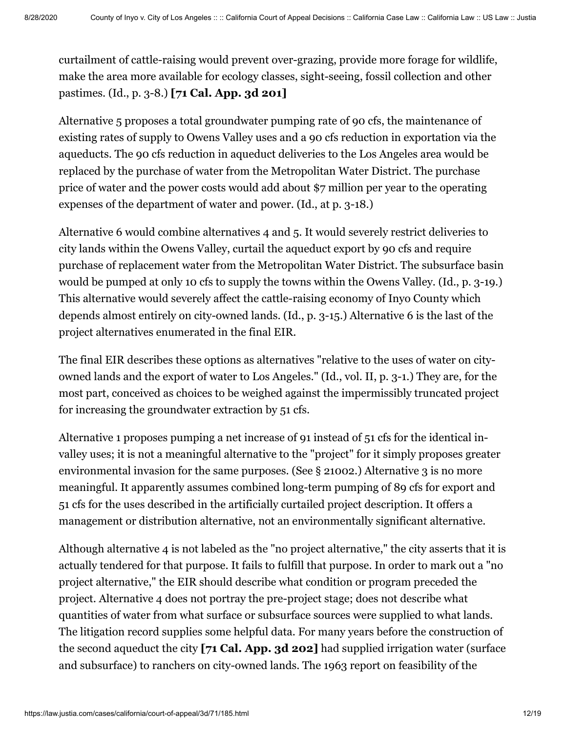curtailment of cattle-raising would prevent over-grazing, provide more forage for wildlife, make the area more available for ecology classes, sight-seeing, fossil collection and other pastimes. (Id., p. 3-8.) **[71 Cal. App. 3d 201]**

Alternative 5 proposes a total groundwater pumping rate of 90 cfs, the maintenance of existing rates of supply to Owens Valley uses and a 90 cfs reduction in exportation via the aqueducts. The 90 cfs reduction in aqueduct deliveries to the Los Angeles area would be replaced by the purchase of water from the Metropolitan Water District. The purchase price of water and the power costs would add about $7 million per year to the operating expenses of the department of water and power. (Id., at p. 3-18.)

Alternative 6 would combine alternatives 4 and 5. It would severely restrict deliveries to city lands within the Owens Valley, curtail the aqueduct export by 90 cfs and require purchase of replacement water from the Metropolitan Water District. The subsurface basin would be pumped at only 10 cfs to supply the towns within the Owens Valley. (Id., p. 3-19.) This alternative would severely affect the cattle-raising economy of Inyo County which depends almost entirely on city-owned lands. (Id., p. 3-15.) Alternative 6 is the last of the project alternatives enumerated in the final EIR.

The final EIR describes these options as alternatives "relative to the uses of water on city-owned lands and the export of water to Los Angeles." (Id., vol. II, p. 3-1.) They are, for the most part, conceived as choices to be weighed against the impermissibly truncated project for increasing the groundwater extraction by 51 cfs.

Alternative 1 proposes pumping a net increase of 91 instead of 51 cfs for the identical in-valley uses; it is not a meaningful alternative to the "project" for it simply proposes greater environmental invasion for the same purposes. (See § 21002.) Alternative 3 is no more meaningful. It apparently assumes combined long-term pumping of 89 cfs for export and 51 cfs for the uses described in the artificially curtailed project description. It offers a management or distribution alternative, not an environmentally significant alternative.

Although alternative 4 is not labeled as the "no project alternative," the city asserts that it is actually tendered for that purpose. It fails to fulfill that purpose. In order to mark out a "no project alternative," the EIR should describe what condition or program preceded the project. Alternative 4 does not portray the pre-project stage; does not describe what quantities of water from what surface or subsurface sources were supplied to what lands. The litigation record supplies some helpful data. For many years before the construction of the second aqueduct the city **[71 Cal. App. 3d 202]** had supplied irrigation water (surface and subsurface) to ranchers on city-owned lands. The 1963 report on feasibility of the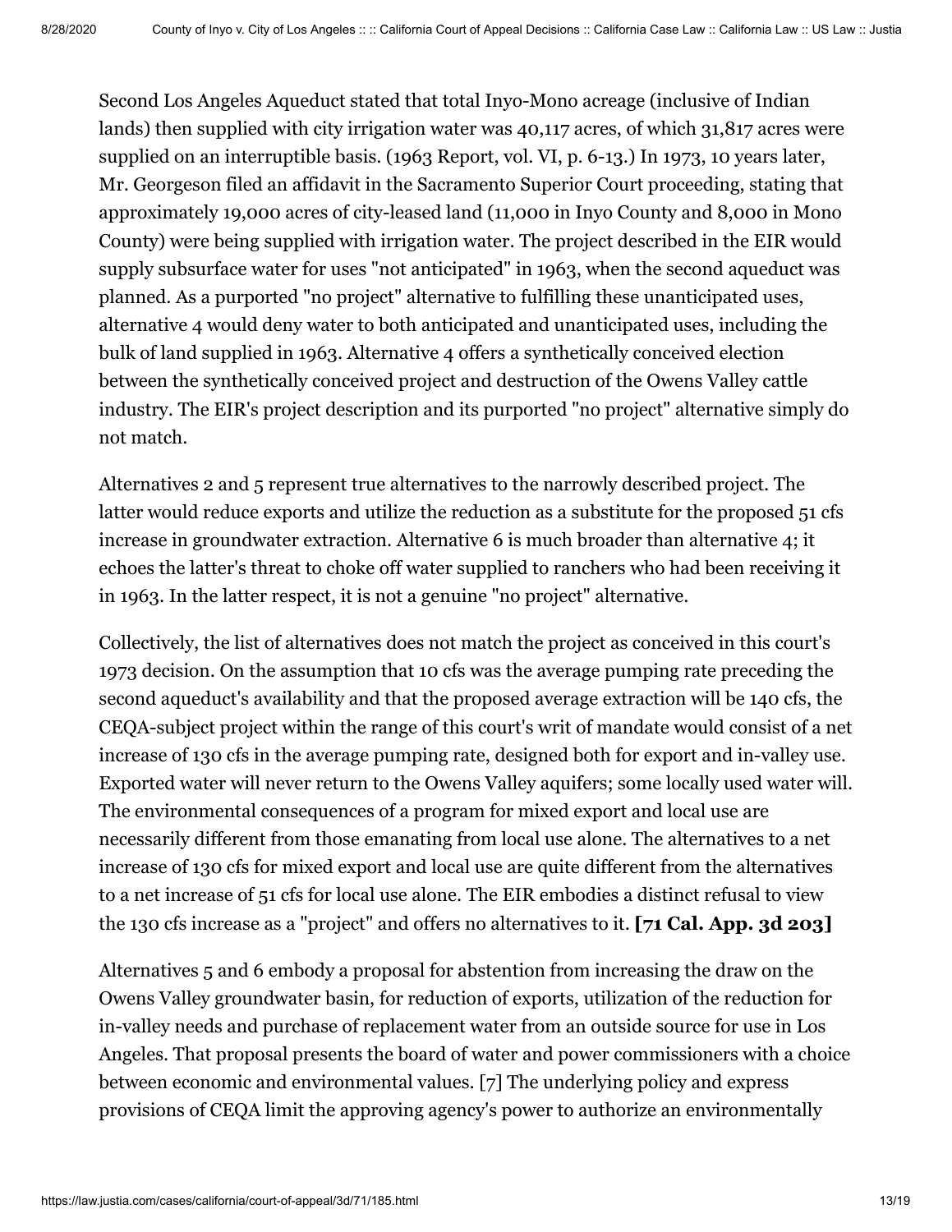Second Los Angeles Aqueduct stated that total Inyo-Mono acreage (inclusive of Indian lands) then supplied with city irrigation water was 40,117 acres, of which 31,817 acres were supplied on an interruptible basis. (1963 Report, vol. VI, p. 6-13.) In 1973, 10 years later, Mr. Georgeson filed an affidavit in the Sacramento Superior Court proceeding, stating that approximately 19,000 acres of city-leased land (11,000 in Inyo County and 8,000 in Mono County) were being supplied with irrigation water. The project described in the EIR would supply subsurface water for uses "not anticipated" in 1963, when the second aqueduct was planned. As a purported "no project" alternative to fulfilling these unanticipated uses, alternative 4 would deny water to both anticipated and unanticipated uses, including the bulk of land supplied in 1963. Alternative 4 offers a synthetically conceived election between the synthetically conceived project and destruction of the Owens Valley cattle industry. The EIR's project description and its purported "no project" alternative simply do not match.

Alternatives 2 and 5 represent true alternatives to the narrowly described project. The latter would reduce exports and utilize the reduction as a substitute for the proposed 51 cfs increase in groundwater extraction. Alternative 6 is much broader than alternative 4; it echoes the latter's threat to choke off water supplied to ranchers who had been receiving it in 1963. In the latter respect, it is not a genuine "no project" alternative.

Collectively, the list of alternatives does not match the project as conceived in this court's 1973 decision. On the assumption that 10 cfs was the average pumping rate preceding the second aqueduct's availability and that the proposed average extraction will be 140 cfs, the CEQA-subject project within the range of this court's writ of mandate would consist of a net increase of 130 cfs in the average pumping rate, designed both for export and in-valley use. Exported water will never return to the Owens Valley aquifers; some locally used water will. The environmental consequences of a program for mixed export and local use are necessarily different from those emanating from local use alone. The alternatives to a net increase of 130 cfs for mixed export and local use are quite different from the alternatives to a net increase of 51 cfs for local use alone. The EIR embodies a distinct refusal to view the 130 cfs increase as a "project" and offers no alternatives to it. **[71 Cal. App. 3d 203]**

Alternatives 5 and 6 embody a proposal for abstention from increasing the draw on the Owens Valley groundwater basin, for reduction of exports, utilization of the reduction for in-valley needs and purchase of replacement water from an outside source for use in Los Angeles. That proposal presents the board of water and power commissioners with a choice between economic and environmental values. [7] The underlying policy and express provisions of CEQA limit the approving agency's power to authorize an environmentally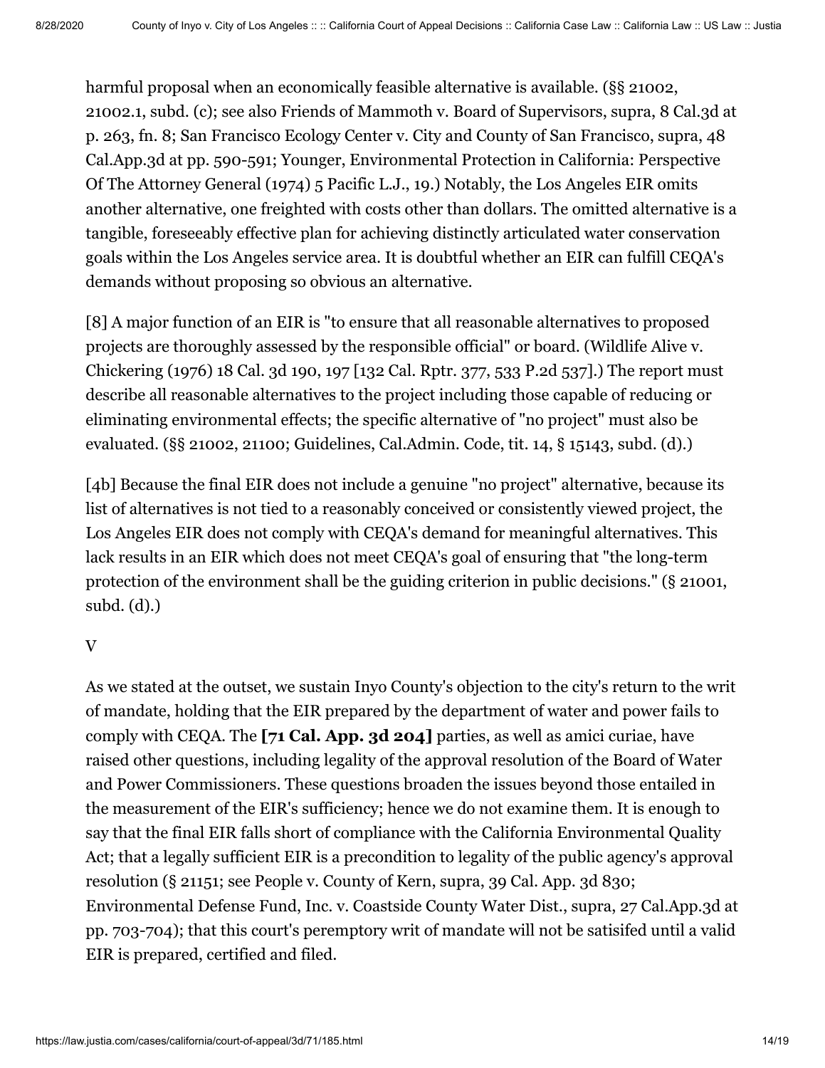harmful proposal when an economically feasible alternative is available. (§§ 21002, 21002.1, subd. (c); see also Friends of Mammoth v. Board of Supervisors, supra, 8 Cal.3d at p. 263, fn. 8; San Francisco Ecology Center v. City and County of San Francisco, supra, 48 Cal.App.3d at pp. 590-591; Younger, Environmental Protection in California: Perspective Of The Attorney General (1974) 5 Pacific L.J., 19.) Notably, the Los Angeles EIR omits another alternative, one freighted with costs other than dollars. The omitted alternative is a tangible, foreseeably effective plan for achieving distinctly articulated water conservation goals within the Los Angeles service area. It is doubtful whether an EIR can fulfill CEQA's demands without proposing so obvious an alternative.

[8] A major function of an EIR is "to ensure that all reasonable alternatives to proposed projects are thoroughly assessed by the responsible official" or board. (Wildlife Alive v. Chickering (1976) 18 Cal. 3d 190, 197 [132 Cal. Rptr. 377, 533 P.2d 537].) The report must describe all reasonable alternatives to the project including those capable of reducing or eliminating environmental effects; the specific alternative of "no project" must also be evaluated. (§§ 21002, 21100; Guidelines, Cal.Admin. Code, tit. 14, § 15143, subd. (d).)

[4b] Because the final EIR does not include a genuine "no project" alternative, because its list of alternatives is not tied to a reasonably conceived or consistently viewed project, the Los Angeles EIR does not comply with CEQA's demand for meaningful alternatives. This lack results in an EIR which does not meet CEQA's goal of ensuring that "the long-term protection of the environment shall be the guiding criterion in public decisions." (§ 21001, subd. (d).)

V

As we stated at the outset, we sustain Inyo County's objection to the city's return to the writ of mandate, holding that the EIR prepared by the department of water and power fails to comply with CEQA. The **[71 Cal. App. 3d 204]** parties, as well as amici curiae, have raised other questions, including legality of the approval resolution of the Board of Water and Power Commissioners. These questions broaden the issues beyond those entailed in the measurement of the EIR's sufficiency; hence we do not examine them. It is enough to say that the final EIR falls short of compliance with the California Environmental Quality Act; that a legally sufficient EIR is a precondition to legality of the public agency's approval resolution (§ 21151; see People v. County of Kern, supra, 39 Cal. App. 3d 830; Environmental Defense Fund, Inc. v. Coastside County Water Dist., supra, 27 Cal.App.3d at pp. 703-704); that this court's peremptory writ of mandate will not be satisifed until a valid EIR is prepared, certified and filed.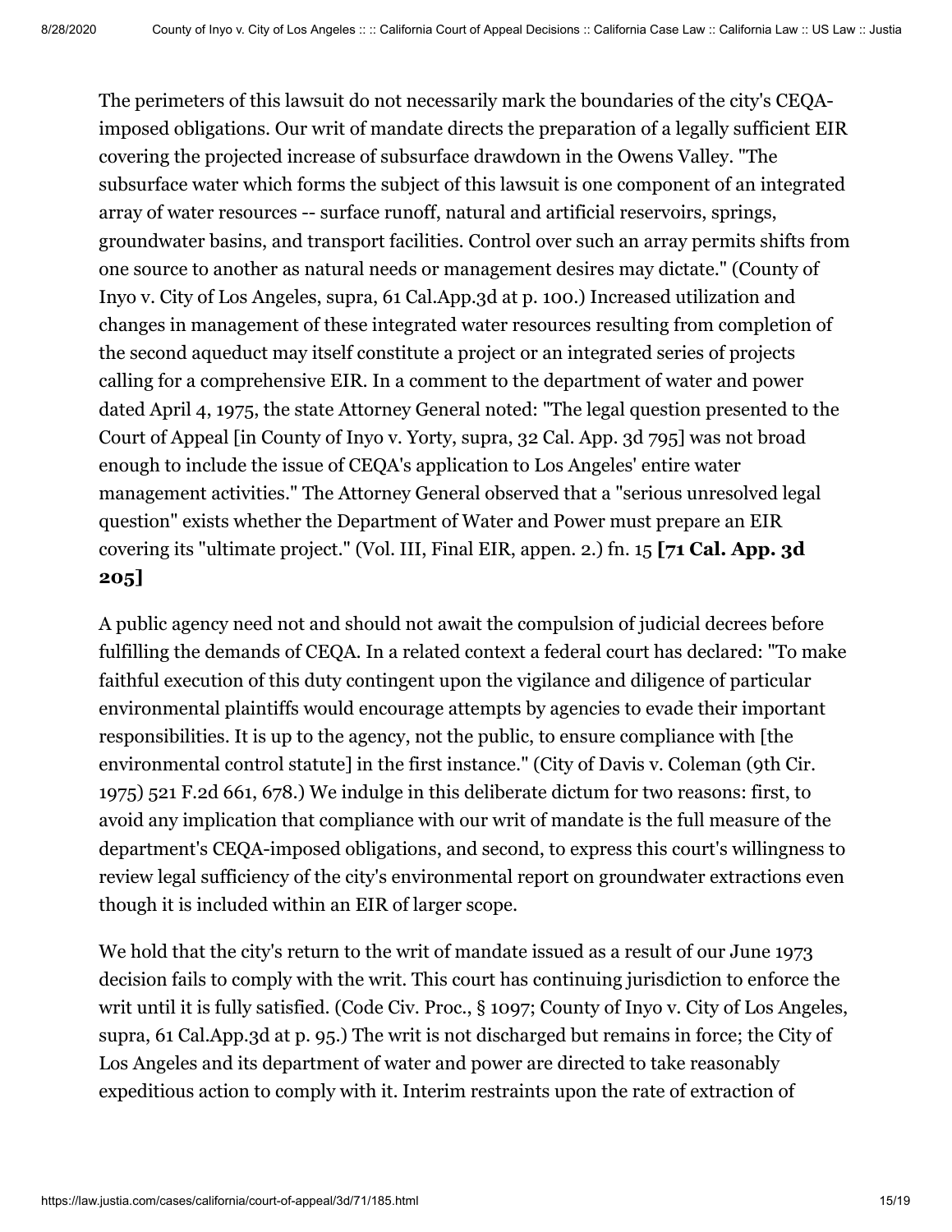The perimeters of this lawsuit do not necessarily mark the boundaries of the city's CEQA-imposed obligations. Our writ of mandate directs the preparation of a legally sufficient EIR covering the projected increase of subsurface drawdown in the Owens Valley. "The subsurface water which forms the subject of this lawsuit is one component of an integrated array of water resources -- surface runoff, natural and artificial reservoirs, springs, groundwater basins, and transport facilities. Control over such an array permits shifts from one source to another as natural needs or management desires may dictate." (County of Inyo v. City of Los Angeles, supra, 61 Cal.App.3d at p. 100.) Increased utilization and changes in management of these integrated water resources resulting from completion of the second aqueduct may itself constitute a project or an integrated series of projects calling for a comprehensive EIR. In a comment to the department of water and power dated April 4, 1975, the state Attorney General noted: "The legal question presented to the Court of Appeal [in County of Inyo v. Yorty, supra, 32 Cal. App. 3d 795] was not broad enough to include the issue of CEQA's application to Los Angeles' entire water management activities." The Attorney General observed that a "serious unresolved legal question" exists whether the Department of Water and Power must prepare an EIR covering its "ultimate project." (Vol. III, Final EIR, appen. 2.) fn. 15 **[71 Cal. App. 3d 205]**

A public agency need not and should not await the compulsion of judicial decrees before fulfilling the demands of CEQA. In a related context a federal court has declared: "To make faithful execution of this duty contingent upon the vigilance and diligence of particular environmental plaintiffs would encourage attempts by agencies to evade their important responsibilities. It is up to the agency, not the public, to ensure compliance with [the environmental control statute] in the first instance." (City of Davis v. Coleman (9th Cir. 1975) 521 F.2d 661, 678.) We indulge in this deliberate dictum for two reasons: first, to avoid any implication that compliance with our writ of mandate is the full measure of the department's CEQA-imposed obligations, and second, to express this court's willingness to review legal sufficiency of the city's environmental report on groundwater extractions even though it is included within an EIR of larger scope.

We hold that the city's return to the writ of mandate issued as a result of our June 1973 decision fails to comply with the writ. This court has continuing jurisdiction to enforce the writ until it is fully satisfied. (Code Civ. Proc., § 1097; County of Inyo v. City of Los Angeles, supra, 61 Cal.App.3d at p. 95.) The writ is not discharged but remains in force; the City of Los Angeles and its department of water and power are directed to take reasonably expeditious action to comply with it. Interim restraints upon the rate of extraction of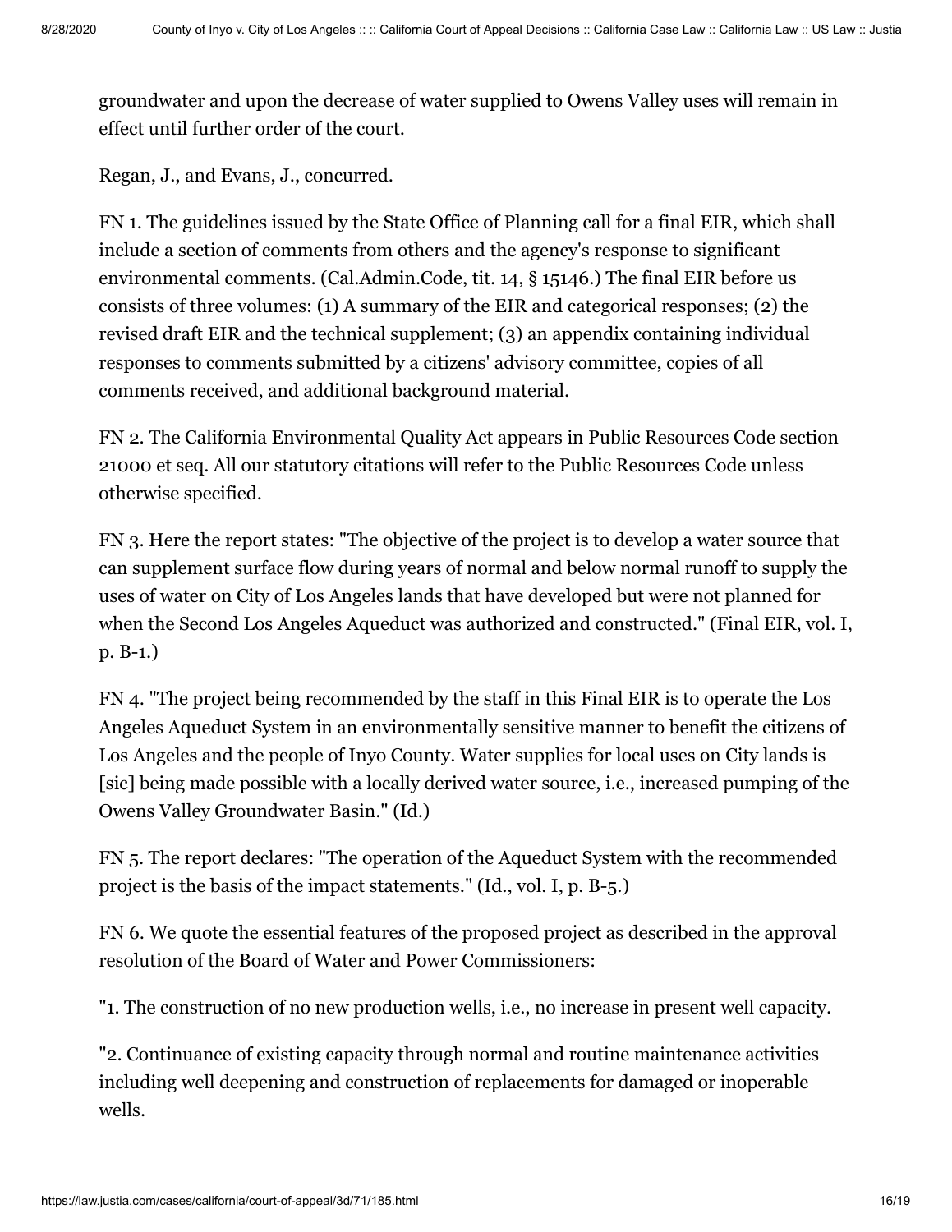groundwater and upon the decrease of water supplied to Owens Valley uses will remain in effect until further order of the court.

Regan, J., and Evans, J., concurred.

FN 1. The guidelines issued by the State Office of Planning call for a final EIR, which shall include a section of comments from others and the agency's response to significant environmental comments. (Cal.Admin.Code, tit. 14, § 15146.) The final EIR before us consists of three volumes: (1) A summary of the EIR and categorical responses; (2) the revised draft EIR and the technical supplement; (3) an appendix containing individual responses to comments submitted by a citizens' advisory committee, copies of all comments received, and additional background material.

FN 2. The California Environmental Quality Act appears in Public Resources Code section 21000 et seq. All our statutory citations will refer to the Public Resources Code unless otherwise specified.

FN 3. Here the report states: "The objective of the project is to develop a water source that can supplement surface flow during years of normal and below normal runoff to supply the uses of water on City of Los Angeles lands that have developed but were not planned for when the Second Los Angeles Aqueduct was authorized and constructed." (Final EIR, vol. I, p. B-1.)

FN 4. "The project being recommended by the staff in this Final EIR is to operate the Los Angeles Aqueduct System in an environmentally sensitive manner to benefit the citizens of Los Angeles and the people of Inyo County. Water supplies for local uses on City lands is [sic] being made possible with a locally derived water source, i.e., increased pumping of the Owens Valley Groundwater Basin." (Id.)

FN 5. The report declares: "The operation of the Aqueduct System with the recommended project is the basis of the impact statements." (Id., vol. I, p. B-5.)

FN 6. We quote the essential features of the proposed project as described in the approval resolution of the Board of Water and Power Commissioners:

"1. The construction of no new production wells, i.e., no increase in present well capacity.

"2. Continuance of existing capacity through normal and routine maintenance activities including well deepening and construction of replacements for damaged or inoperable wells.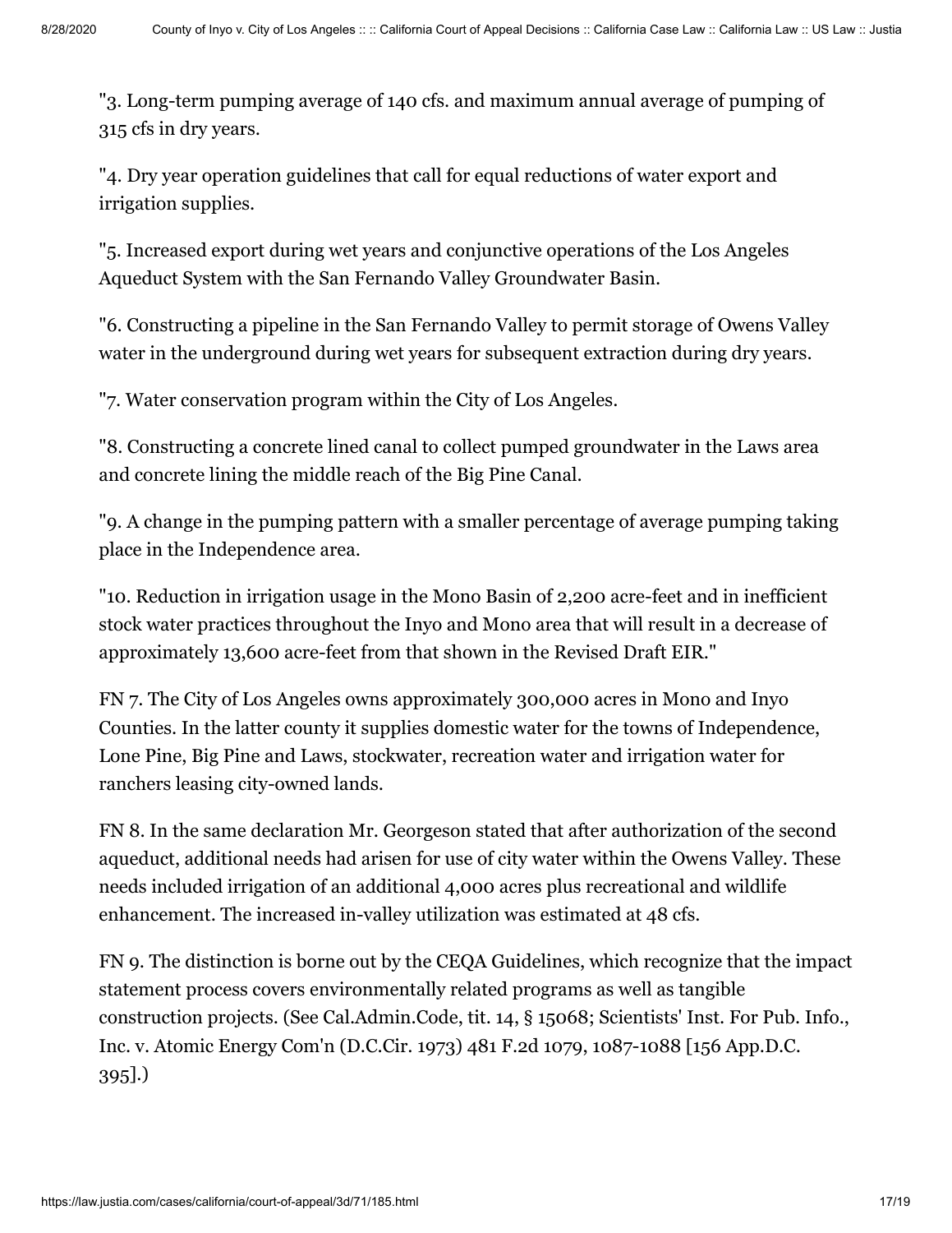"3. Long-term pumping average of 140 cfs. and maximum annual average of pumping of 315 cfs in dry years.

"4. Dry year operation guidelines that call for equal reductions of water export and irrigation supplies.

"5. Increased export during wet years and conjunctive operations of the Los Angeles Aqueduct System with the San Fernando Valley Groundwater Basin.

"6. Constructing a pipeline in the San Fernando Valley to permit storage of Owens Valley water in the underground during wet years for subsequent extraction during dry years.

"7. Water conservation program within the City of Los Angeles.

"8. Constructing a concrete lined canal to collect pumped groundwater in the Laws area and concrete lining the middle reach of the Big Pine Canal.

"9. A change in the pumping pattern with a smaller percentage of average pumping taking place in the Independence area.

"10. Reduction in irrigation usage in the Mono Basin of 2,200 acre-feet and in inefficient stock water practices throughout the Inyo and Mono area that will result in a decrease of approximately 13,600 acre-feet from that shown in the Revised Draft EIR."

FN 7. The City of Los Angeles owns approximately 300,000 acres in Mono and Inyo Counties. In the latter county it supplies domestic water for the towns of Independence, Lone Pine, Big Pine and Laws, stockwater, recreation water and irrigation water for ranchers leasing city-owned lands.

FN 8. In the same declaration Mr. Georgeson stated that after authorization of the second aqueduct, additional needs had arisen for use of city water within the Owens Valley. These needs included irrigation of an additional 4,000 acres plus recreational and wildlife enhancement. The increased in-valley utilization was estimated at 48 cfs.

FN 9. The distinction is borne out by the CEQA Guidelines, which recognize that the impact statement process covers environmentally related programs as well as tangible construction projects. (See Cal.Admin.Code, tit. 14, § 15068; Scientists' Inst. For Pub. Info., Inc. v. Atomic Energy Com'n (D.C.Cir. 1973) 481 F.2d 1079, 1087-1088 [156 App.D.C. 395].)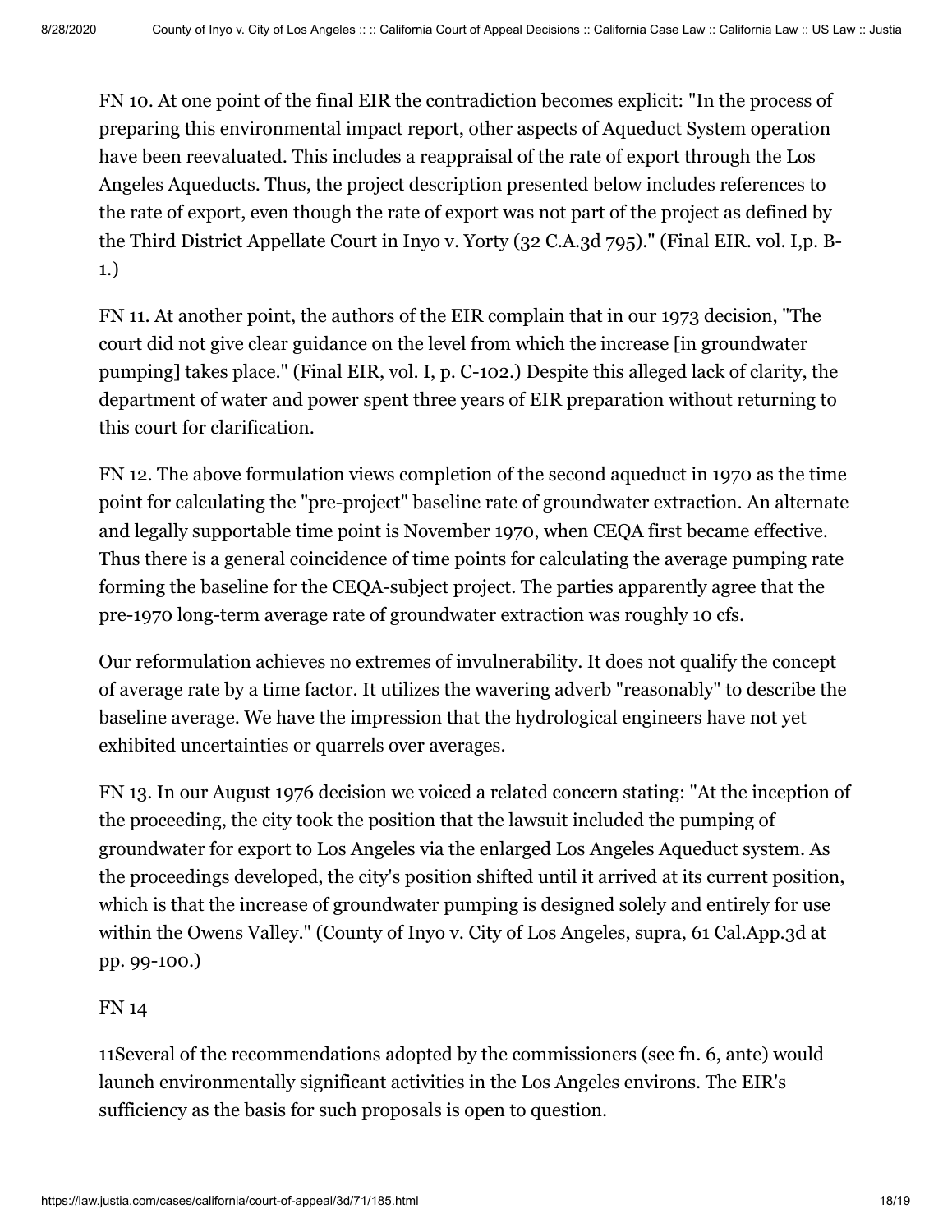FN 10. At one point of the final EIR the contradiction becomes explicit: "In the process of preparing this environmental impact report, other aspects of Aqueduct System operation have been reevaluated. This includes a reappraisal of the rate of export through the Los Angeles Aqueducts. Thus, the project description presented below includes references to the rate of export, even though the rate of export was not part of the project as defined by the Third District Appellate Court in Inyo v. Yorty (32 C.A.3d 795)." (Final EIR. vol. I,p. B-1.)

FN 11. At another point, the authors of the EIR complain that in our 1973 decision, "The court did not give clear guidance on the level from which the increase [in groundwater pumping] takes place." (Final EIR, vol. I, p. C-102.) Despite this alleged lack of clarity, the department of water and power spent three years of EIR preparation without returning to this court for clarification.

FN 12. The above formulation views completion of the second aqueduct in 1970 as the time point for calculating the "pre-project" baseline rate of groundwater extraction. An alternate and legally supportable time point is November 1970, when CEQA first became effective. Thus there is a general coincidence of time points for calculating the average pumping rate forming the baseline for the CEQA-subject project. The parties apparently agree that the pre-1970 long-term average rate of groundwater extraction was roughly 10 cfs.

Our reformulation achieves no extremes of invulnerability. It does not qualify the concept of average rate by a time factor. It utilizes the wavering adverb "reasonably" to describe the baseline average. We have the impression that the hydrological engineers have not yet exhibited uncertainties or quarrels over averages.

FN 13. In our August 1976 decision we voiced a related concern stating: "At the inception of the proceeding, the city took the position that the lawsuit included the pumping of groundwater for export to Los Angeles via the enlarged Los Angeles Aqueduct system. As the proceedings developed, the city's position shifted until it arrived at its current position, which is that the increase of groundwater pumping is designed solely and entirely for use within the Owens Valley." (County of Inyo v. City of Los Angeles, supra, 61 Cal.App.3d at pp. 99-100.)

FN 14

11Several of the recommendations adopted by the commissioners (see fn. 6, ante) would launch environmentally significant activities in the Los Angeles environs. The EIR's sufficiency as the basis for such proposals is open to question.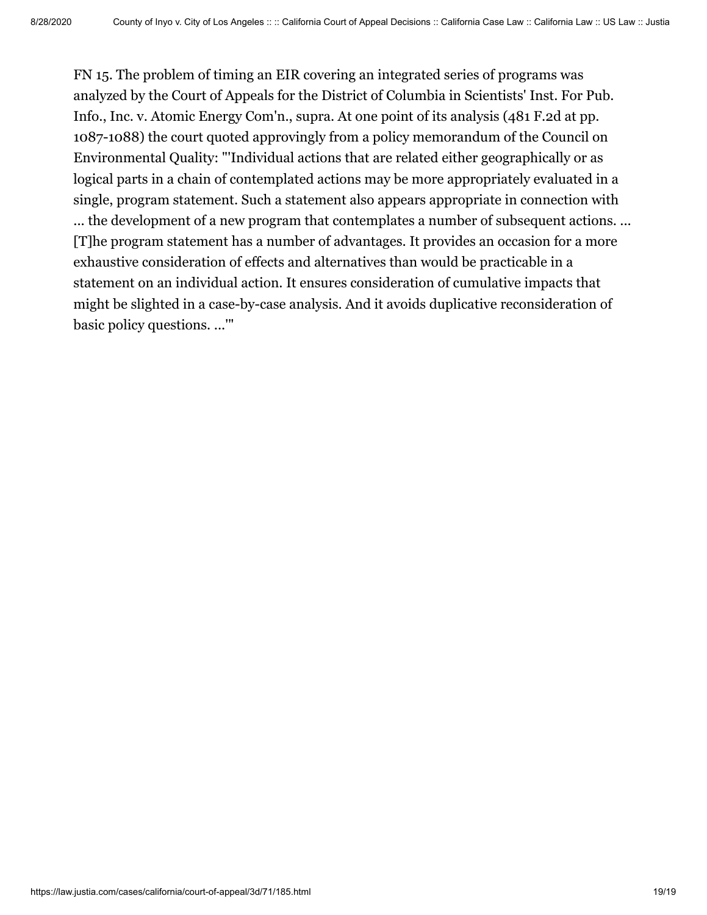FN 15. The problem of timing an EIR covering an integrated series of programs was analyzed by the Court of Appeals for the District of Columbia in Scientists' Inst. For Pub. Info., Inc. v. Atomic Energy Com'n., supra. At one point of its analysis (481 F.2d at pp. 1087-1088) the court quoted approvingly from a policy memorandum of the Council on Environmental Quality: "'Individual actions that are related either geographically or as logical parts in a chain of contemplated actions may be more appropriately evaluated in a single, program statement. Such a statement also appears appropriate in connection with ... the development of a new program that contemplates a number of subsequent actions. ... [T]he program statement has a number of advantages. It provides an occasion for a more exhaustive consideration of effects and alternatives than would be practicable in a statement on an individual action. It ensures consideration of cumulative impacts that might be slighted in a case-by-case analysis. And it avoids duplicative reconsideration of basic policy questions. ...'"